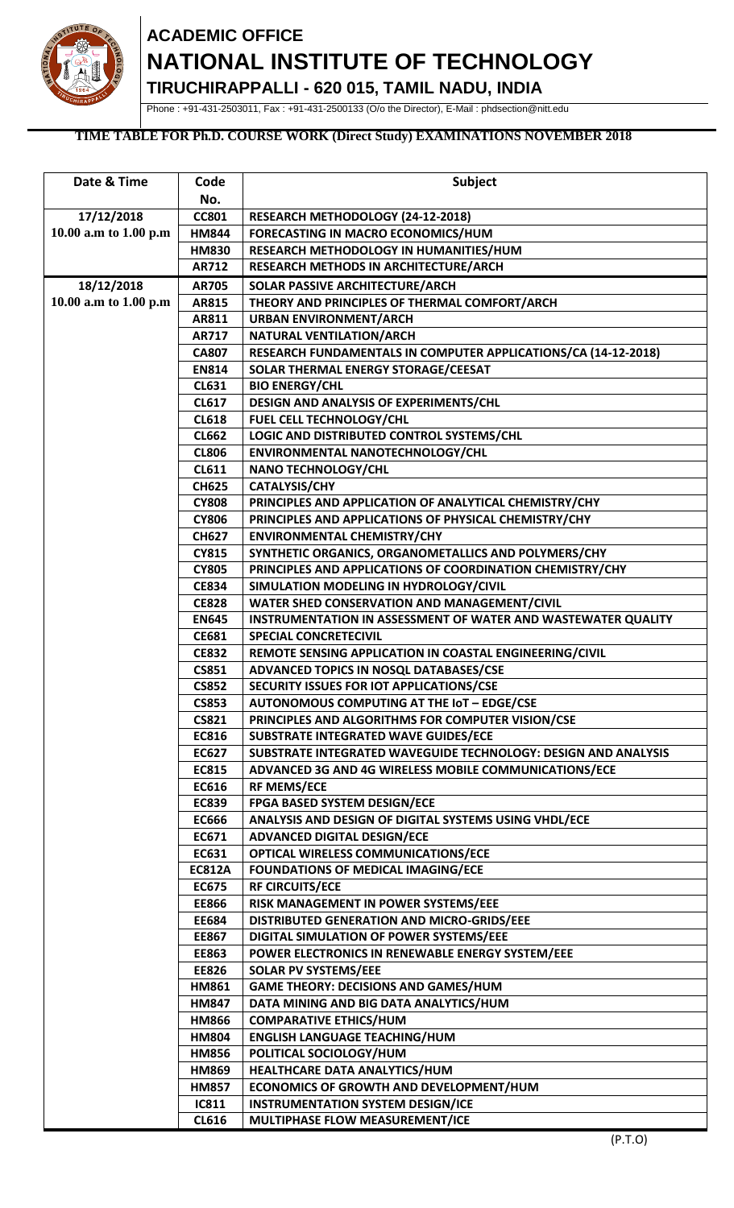# ACADEMIC OFFICE
# NATIONAL INSTITUTE OF TECHNOLOGY
## TIRUCHIRAPPALLI - 620 015, TAMIL NADU, INDIA

Phone : +91-431-2503011, Fax : +91-431-2500133 (O/o the Director), E-Mail : phdsection@nitt.edu

**TIME TABLE FOR Ph.D. COURSE WORK (Direct Study) EXAMINATIONS NOVEMBER 2018**

| Date & Time | Code No. | Subject |
|---|---|---|
| 17/12/2018<br>10.00 a.m to 1.00 p.m | CC801 | RESEARCH METHODOLOGY (24-12-2018) |
| | HM844 | FORECASTING IN MACRO ECONOMICS/HUM |
| | HM830 | RESEARCH METHODOLOGY IN HUMANITIES/HUM |
| | AR712 | RESEARCH METHODS IN ARCHITECTURE/ARCH |
| 18/12/2018<br>10.00 a.m to 1.00 p.m | AR705 | SOLAR PASSIVE ARCHITECTURE/ARCH |
| | AR815 | THEORY AND PRINCIPLES OF THERMAL COMFORT/ARCH |
| | AR811 | URBAN ENVIRONMENT/ARCH |
| | AR717 | NATURAL VENTILATION/ARCH |
| | CA807 | RESEARCH FUNDAMENTALS IN COMPUTER APPLICATIONS/CA (14-12-2018) |
| | EN814 | SOLAR THERMAL ENERGY STORAGE/CEESAT |
| | CL631 | BIO ENERGY/CHL |
| | CL617 | DESIGN AND ANALYSIS OF EXPERIMENTS/CHL |
| | CL618 | FUEL CELL TECHNOLOGY/CHL |
| | CL662 | LOGIC AND DISTRIBUTED CONTROL SYSTEMS/CHL |
| | CL806 | ENVIRONMENTAL NANOTECHNOLOGY/CHL |
| | CL611 | NANO TECHNOLOGY/CHL |
| | CH625 | CATALYSIS/CHY |
| | CY808 | PRINCIPLES AND APPLICATION OF ANALYTICAL CHEMISTRY/CHY |
| | CY806 | PRINCIPLES AND APPLICATIONS OF PHYSICAL CHEMISTRY/CHY |
| | CH627 | ENVIRONMENTAL CHEMISTRY/CHY |
| | CY815 | SYNTHETIC ORGANICS, ORGANOMETALLICS AND POLYMERS/CHY |
| | CY805 | PRINCIPLES AND APPLICATIONS OF COORDINATION CHEMISTRY/CHY |
| | CE834 | SIMULATION MODELING IN HYDROLOGY/CIVIL |
| | CE828 | WATER SHED CONSERVATION AND MANAGEMENT/CIVIL |
| | EN645 | INSTRUMENTATION IN ASSESSMENT OF WATER AND WASTEWATER QUALITY |
| | CE681 | SPECIAL CONCRETECIVIL |
| | CE832 | REMOTE SENSING APPLICATION IN COASTAL ENGINEERING/CIVIL |
| | CS851 | ADVANCED TOPICS IN NOSQL DATABASES/CSE |
| | CS852 | SECURITY ISSUES FOR IOT APPLICATIONS/CSE |
| | CS853 | AUTONOMOUS COMPUTING AT THE IoT – EDGE/CSE |
| | CS821 | PRINCIPLES AND ALGORITHMS FOR COMPUTER VISION/CSE |
| | EC816 | SUBSTRATE INTEGRATED WAVE GUIDES/ECE |
| | EC627 | SUBSTRATE INTEGRATED WAVEGUIDE TECHNOLOGY: DESIGN AND ANALYSIS |
| | EC815 | ADVANCED 3G AND 4G WIRELESS MOBILE COMMUNICATIONS/ECE |
| | EC616 | RF MEMS/ECE |
| | EC839 | FPGA BASED SYSTEM DESIGN/ECE |
| | EC666 | ANALYSIS AND DESIGN OF DIGITAL SYSTEMS USING VHDL/ECE |
| | EC671 | ADVANCED DIGITAL DESIGN/ECE |
| | EC631 | OPTICAL WIRELESS COMMUNICATIONS/ECE |
| | EC812A | FOUNDATIONS OF MEDICAL IMAGING/ECE |
| | EC675 | RF CIRCUITS/ECE |
| | EE866 | RISK MANAGEMENT IN POWER SYSTEMS/EEE |
| | EE684 | DISTRIBUTED GENERATION AND MICRO-GRIDS/EEE |
| | EE867 | DIGITAL SIMULATION OF POWER SYSTEMS/EEE |
| | EE863 | POWER ELECTRONICS IN RENEWABLE ENERGY SYSTEM/EEE |
| | EE826 | SOLAR PV SYSTEMS/EEE |
| | HM861 | GAME THEORY: DECISIONS AND GAMES/HUM |
| | HM847 | DATA MINING AND BIG DATA ANALYTICS/HUM |
| | HM866 | COMPARATIVE ETHICS/HUM |
| | HM804 | ENGLISH LANGUAGE TEACHING/HUM |
| | HM856 | POLITICAL SOCIOLOGY/HUM |
| | HM869 | HEALTHCARE DATA ANALYTICS/HUM |
| | HM857 | ECONOMICS OF GROWTH AND DEVELOPMENT/HUM |
| | IC811 | INSTRUMENTATION SYSTEM DESIGN/ICE |
| | CL616 | MULTIPHASE FLOW MEASUREMENT/ICE |

(P.T.O)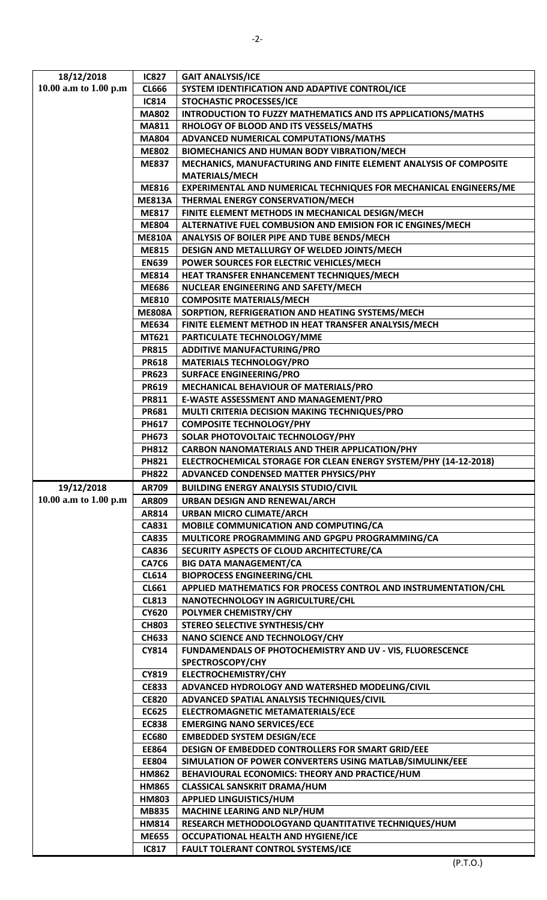| | | |
|---|---|---|
| 18/12/2018<br>10.00 a.m to 1.00 p.m | IC827 | GAIT ANALYSIS/ICE |
| | CL666 | SYSTEM IDENTIFICATION AND ADAPTIVE CONTROL/ICE |
| | IC814 | STOCHASTIC PROCESSES/ICE |
| | MA802 | INTRODUCTION TO FUZZY MATHEMATICS AND ITS APPLICATIONS/MATHS |
| | MA811 | RHOLOGY OF BLOOD AND ITS VESSELS/MATHS |
| | MA804 | ADVANCED NUMERICAL COMPUTATIONS/MATHS |
| | ME802 | BIOMECHANICS AND HUMAN BODY VIBRATION/MECH |
| | ME837 | MECHANICS, MANUFACTURING AND FINITE ELEMENT ANALYSIS OF COMPOSITE MATERIALS/MECH |
| | ME816 | EXPERIMENTAL AND NUMERICAL TECHNIQUES FOR MECHANICAL ENGINEERS/ME |
| | ME813A | THERMAL ENERGY CONSERVATION/MECH |
| | ME817 | FINITE ELEMENT METHODS IN MECHANICAL DESIGN/MECH |
| | ME804 | ALTERNATIVE FUEL COMBUSION AND EMISION FOR IC ENGINES/MECH |
| | ME810A | ANALYSIS OF BOILER PIPE AND TUBE BENDS/MECH |
| | ME815 | DESIGN AND METALLURGY OF WELDED JOINTS/MECH |
| | EN639 | POWER SOURCES FOR ELECTRIC VEHICLES/MECH |
| | ME814 | HEAT TRANSFER ENHANCEMENT TECHNIQUES/MECH |
| | ME686 | NUCLEAR ENGINEERING AND SAFETY/MECH |
| | ME810 | COMPOSITE MATERIALS/MECH |
| | ME808A | SORPTION, REFRIGERATION AND HEATING SYSTEMS/MECH |
| | ME634 | FINITE ELEMENT METHOD IN HEAT TRANSFER ANALYSIS/MECH |
| | MT621 | PARTICULATE TECHNOLOGY/MME |
| | PR815 | ADDITIVE MANUFACTURING/PRO |
| | PR618 | MATERIALS TECHNOLOGY/PRO |
| | PR623 | SURFACE ENGINEERING/PRO |
| | PR619 | MECHANICAL BEHAVIOUR OF MATERIALS/PRO |
| | PR811 | E-WASTE ASSESSMENT AND MANAGEMENT/PRO |
| | PR681 | MULTI CRITERIA DECISION MAKING TECHNIQUES/PRO |
| | PH617 | COMPOSITE TECHNOLOGY/PHY |
| | PH673 | SOLAR PHOTOVOLTAIC TECHNOLOGY/PHY |
| | PH812 | CARBON NANOMATERIALS AND THEIR APPLICATION/PHY |
| | PH821 | ELECTROCHEMICAL STORAGE FOR CLEAN ENERGY SYSTEM/PHY (14-12-2018) |
| | PH822 | ADVANCED CONDENSED MATTER PHYSICS/PHY |
| 19/12/2018<br>10.00 a.m to 1.00 p.m | AR709 | BUILDING ENERGY ANALYSIS STUDIO/CIVIL |
| | AR809 | URBAN DESIGN AND RENEWAL/ARCH |
| | AR814 | URBAN MICRO CLIMATE/ARCH |
| | CA831 | MOBILE COMMUNICATION AND COMPUTING/CA |
| | CA835 | MULTICORE PROGRAMMING AND GPGPU PROGRAMMING/CA |
| | CA836 | SECURITY ASPECTS OF CLOUD ARCHITECTURE/CA |
| | CA7C6 | BIG DATA MANAGEMENT/CA |
| | CL614 | BIOPROCESS ENGINEERING/CHL |
| | CL661 | APPLIED MATHEMATICS FOR PROCESS CONTROL AND INSTRUMENTATION/CHL |
| | CL813 | NANOTECHNOLOGY IN AGRICULTURE/CHL |
| | CY620 | POLYMER CHEMISTRY/CHY |
| | CH803 | STEREO SELECTIVE SYNTHESIS/CHY |
| | CH633 | NANO SCIENCE AND TECHNOLOGY/CHY |
| | CY814 | FUNDAMENDALS OF PHOTOCHEMISTRY AND UV - VIS, FLUORESCENCE SPECTROSCOPY/CHY |
| | CY819 | ELECTROCHEMISTRY/CHY |
| | CE833 | ADVANCED HYDROLOGY AND WATERSHED MODELING/CIVIL |
| | CE820 | ADVANCED SPATIAL ANALYSIS TECHNIQUES/CIVIL |
| | EC625 | ELECTROMAGNETIC METAMATERIALS/ECE |
| | EC838 | EMERGING NANO SERVICES/ECE |
| | EC680 | EMBEDDED SYSTEM DESIGN/ECE |
| | EE864 | DESIGN OF EMBEDDED CONTROLLERS FOR SMART GRID/EEE |
| | EE804 | SIMULATION OF POWER CONVERTERS USING MATLAB/SIMULINK/EEE |
| | HM862 | BEHAVIOURAL ECONOMICS: THEORY AND PRACTICE/HUM |
| | HM865 | CLASSICAL SANSKRIT DRAMA/HUM |
| | HM803 | APPLIED LINGUISTICS/HUM |
| | MB835 | MACHINE LEARING AND NLP/HUM |
| | HM814 | RESEARCH METHODOLOGYAND QUANTITATIVE TECHNIQUES/HUM |
| | ME655 | OCCUPATIONAL HEALTH AND HYGIENE/ICE |
| | IC817 | FAULT TOLERANT CONTROL SYSTEMS/ICE |

(P.T.O.)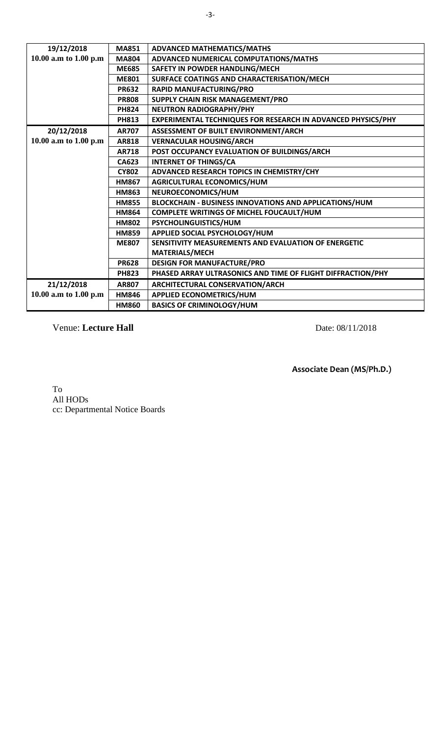| | | |
|---|---|---|
| **19/12/2018**<br>**10.00 a.m to 1.00 p.m** | **MA851** | **ADVANCED MATHEMATICS/MATHS** |
| | **MA804** | **ADVANCED NUMERICAL COMPUTATIONS/MATHS** |
| | **ME685** | **SAFETY IN POWDER HANDLING/MECH** |
| | **ME801** | **SURFACE COATINGS AND CHARACTERISATION/MECH** |
| | **PR632** | **RAPID MANUFACTURING/PRO** |
| | **PR808** | **SUPPLY CHAIN RISK MANAGEMENT/PRO** |
| | **PH824** | **NEUTRON RADIOGRAPHY/PHY** |
| | **PH813** | **EXPERIMENTAL TECHNIQUES FOR RESEARCH IN ADVANCED PHYSICS/PHY** |
| **20/12/2018**<br>**10.00 a.m to 1.00 p.m** | **AR707** | **ASSESSMENT OF BUILT ENVIRONMENT/ARCH** |
| | **AR818** | **VERNACULAR HOUSING/ARCH** |
| | **AR718** | **POST OCCUPANCY EVALUATION OF BUILDINGS/ARCH** |
| | **CA623** | **INTERNET OF THINGS/CA** |
| | **CY802** | **ADVANCED RESEARCH TOPICS IN CHEMISTRY/CHY** |
| | **HM867** | **AGRICULTURAL ECONOMICS/HUM** |
| | **HM863** | **NEUROECONOMICS/HUM** |
| | **HM855** | **BLOCKCHAIN - BUSINESS INNOVATIONS AND APPLICATIONS/HUM** |
| | **HM864** | **COMPLETE WRITINGS OF MICHEL FOUCAULT/HUM** |
| | **HM802** | **PSYCHOLINGUISTICS/HUM** |
| | **HM859** | **APPLIED SOCIAL PSYCHOLOGY/HUM** |
| | **ME807** | **SENSITIVITY MEASUREMENTS AND EVALUATION OF ENERGETIC MATERIALS/MECH** |
| | **PR628** | **DESIGN FOR MANUFACTURE/PRO** |
| | **PH823** | **PHASED ARRAY ULTRASONICS AND TIME OF FLIGHT DIFFRACTION/PHY** |
| **21/12/2018**<br>**10.00 a.m to 1.00 p.m** | **AR807** | **ARCHITECTURAL CONSERVATION/ARCH** |
| | **HM846** | **APPLIED ECONOMETRICS/HUM** |
| | **HM860** | **BASICS OF CRIMINOLOGY/HUM** |

Venue: **Lecture Hall**

Date: 08/11/2018

**Associate Dean (MS/Ph.D.)**

To
All HODs
cc: Departmental Notice Boards